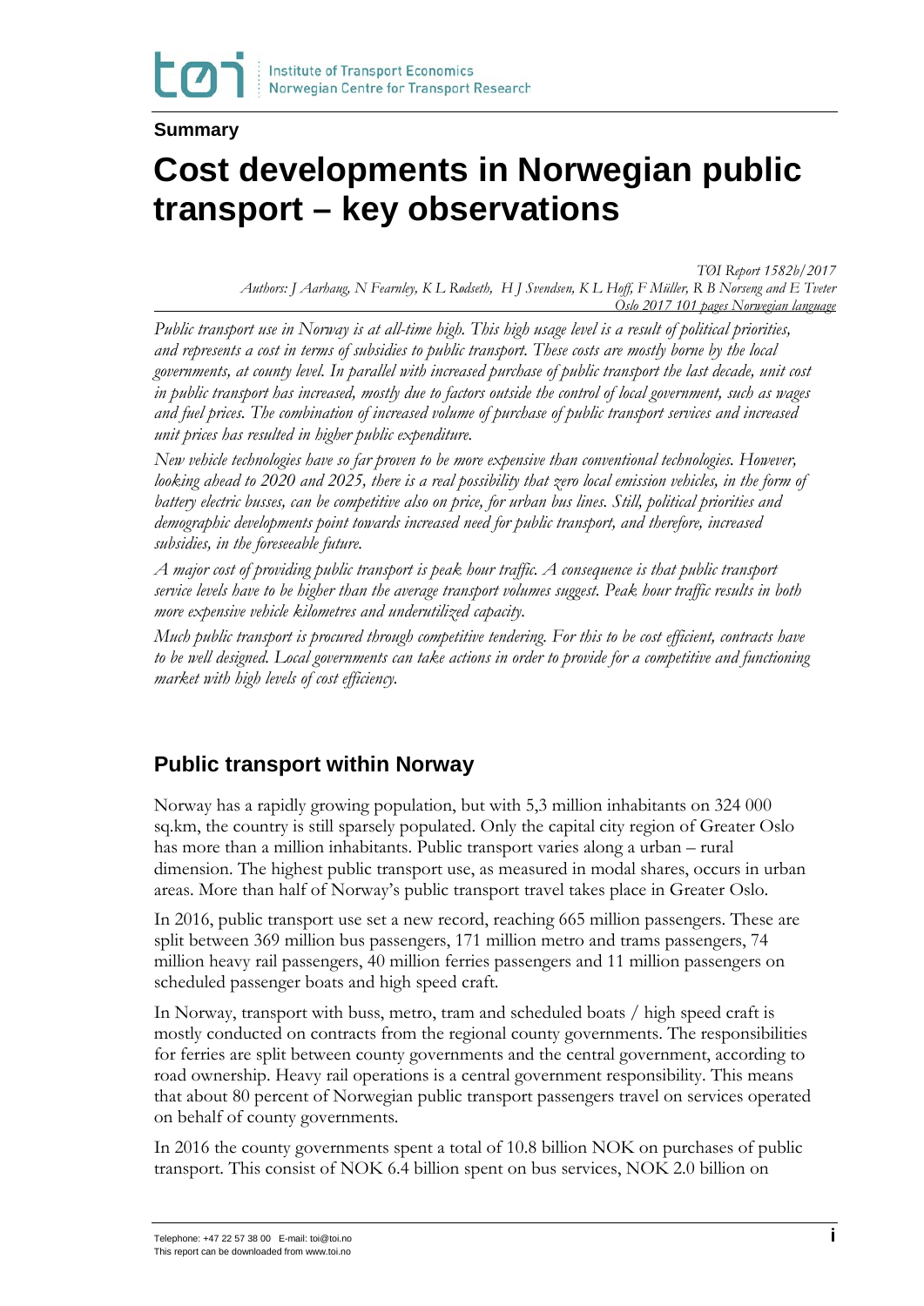**Summary**

# Cost developments in Norwegian public transport – key observations

*TØI Report 1582b/2017*
*Authors: J Aarhaug, N Fearnley, K L Rødseth, H J Svendsen, K L Hoff, F Müller, R B Norseng and E Tveter*
*Oslo 2017 101 pages Norwegian language*

*Public transport use in Norway is at all-time high. This high usage level is a result of political priorities, and represents a cost in terms of subsidies to public transport. These costs are mostly borne by the local governments, at county level. In parallel with increased purchase of public transport the last decade, unit cost in public transport has increased, mostly due to factors outside the control of local government, such as wages and fuel prices. The combination of increased volume of purchase of public transport services and increased unit prices has resulted in higher public expenditure.*

*New vehicle technologies have so far proven to be more expensive than conventional technologies. However, looking ahead to 2020 and 2025, there is a real possibility that zero local emission vehicles, in the form of battery electric busses, can be competitive also on price, for urban bus lines. Still, political priorities and demographic developments point towards increased need for public transport, and therefore, increased subsidies, in the foreseeable future.*

*A major cost of providing public transport is peak hour traffic. A consequence is that public transport service levels have to be higher than the average transport volumes suggest. Peak hour traffic results in both more expensive vehicle kilometres and underutilized capacity.*

*Much public transport is procured through competitive tendering. For this to be cost efficient, contracts have to be well designed. Local governments can take actions in order to provide for a competitive and functioning market with high levels of cost efficiency.*

## Public transport within Norway

Norway has a rapidly growing population, but with 5,3 million inhabitants on 324 000 sq.km, the country is still sparsely populated. Only the capital city region of Greater Oslo has more than a million inhabitants. Public transport varies along a urban – rural dimension. The highest public transport use, as measured in modal shares, occurs in urban areas. More than half of Norway's public transport travel takes place in Greater Oslo.

In 2016, public transport use set a new record, reaching 665 million passengers. These are split between 369 million bus passengers, 171 million metro and trams passengers, 74 million heavy rail passengers, 40 million ferries passengers and 11 million passengers on scheduled passenger boats and high speed craft.

In Norway, transport with buss, metro, tram and scheduled boats / high speed craft is mostly conducted on contracts from the regional county governments. The responsibilities for ferries are split between county governments and the central government, according to road ownership. Heavy rail operations is a central government responsibility. This means that about 80 percent of Norwegian public transport passengers travel on services operated on behalf of county governments.

In 2016 the county governments spent a total of 10.8 billion NOK on purchases of public transport. This consist of NOK 6.4 billion spent on bus services, NOK 2.0 billion on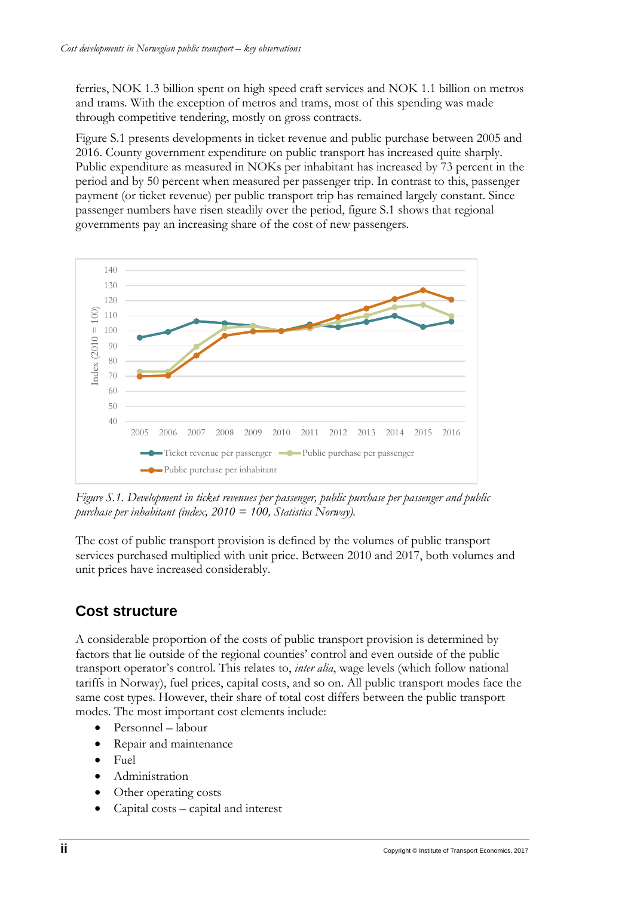ferries, NOK 1.3 billion spent on high speed craft services and NOK 1.1 billion on metros and trams. With the exception of metros and trams, most of this spending was made through competitive tendering, mostly on gross contracts.

Figure S.1 presents developments in ticket revenue and public purchase between 2005 and 2016. County government expenditure on public transport has increased quite sharply. Public expenditure as measured in NOKs per inhabitant has increased by 73 percent in the period and by 50 percent when measured per passenger trip. In contrast to this, passenger payment (or ticket revenue) per public transport trip has remained largely constant. Since passenger numbers have risen steadily over the period, figure S.1 shows that regional governments pay an increasing share of the cost of new passengers.

*Figure S.1. Development in ticket revenues per passenger, public purchase per passenger and public purchase per inhabitant (index, 2010 = 100, Statistics Norway).*

The cost of public transport provision is defined by the volumes of public transport services purchased multiplied with unit price. Between 2010 and 2017, both volumes and unit prices have increased considerably.

## Cost structure

A considerable proportion of the costs of public transport provision is determined by factors that lie outside of the regional counties' control and even outside of the public transport operator's control. This relates to, *inter alia*, wage levels (which follow national tariffs in Norway), fuel prices, capital costs, and so on. All public transport modes face the same cost types. However, their share of total cost differs between the public transport modes. The most important cost elements include:

- Personnel – labour
- Repair and maintenance
- Fuel
- Administration
- Other operating costs
- Capital costs – capital and interest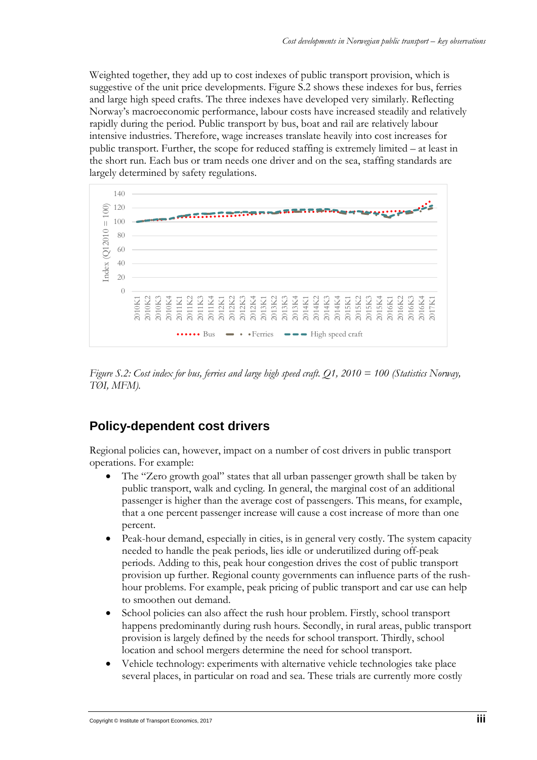Weighted together, they add up to cost indexes of public transport provision, which is suggestive of the unit price developments. Figure S.2 shows these indexes for bus, ferries and large high speed crafts. The three indexes have developed very similarly. Reflecting Norway's macroeconomic performance, labour costs have increased steadily and relatively rapidly during the period. Public transport by bus, boat and rail are relatively labour intensive industries. Therefore, wage increases translate heavily into cost increases for public transport. Further, the scope for reduced staffing is extremely limited – at least in the short run. Each bus or tram needs one driver and on the sea, staffing standards are largely determined by safety regulations.

*Figure S.2: Cost index for bus, ferries and large high speed craft. Q1, 2010 = 100 (Statistics Norway, TØI, MFM).*

## Policy-dependent cost drivers

Regional policies can, however, impact on a number of cost drivers in public transport operations. For example:

- The "Zero growth goal" states that all urban passenger growth shall be taken by public transport, walk and cycling. In general, the marginal cost of an additional passenger is higher than the average cost of passengers. This means, for example, that a one percent passenger increase will cause a cost increase of more than one percent.
- Peak-hour demand, especially in cities, is in general very costly. The system capacity needed to handle the peak periods, lies idle or underutilized during off-peak periods. Adding to this, peak hour congestion drives the cost of public transport provision up further. Regional county governments can influence parts of the rush-hour problems. For example, peak pricing of public transport and car use can help to smoothen out demand.
- School policies can also affect the rush hour problem. Firstly, school transport happens predominantly during rush hours. Secondly, in rural areas, public transport provision is largely defined by the needs for school transport. Thirdly, school location and school mergers determine the need for school transport.
- Vehicle technology: experiments with alternative vehicle technologies take place several places, in particular on road and sea. These trials are currently more costly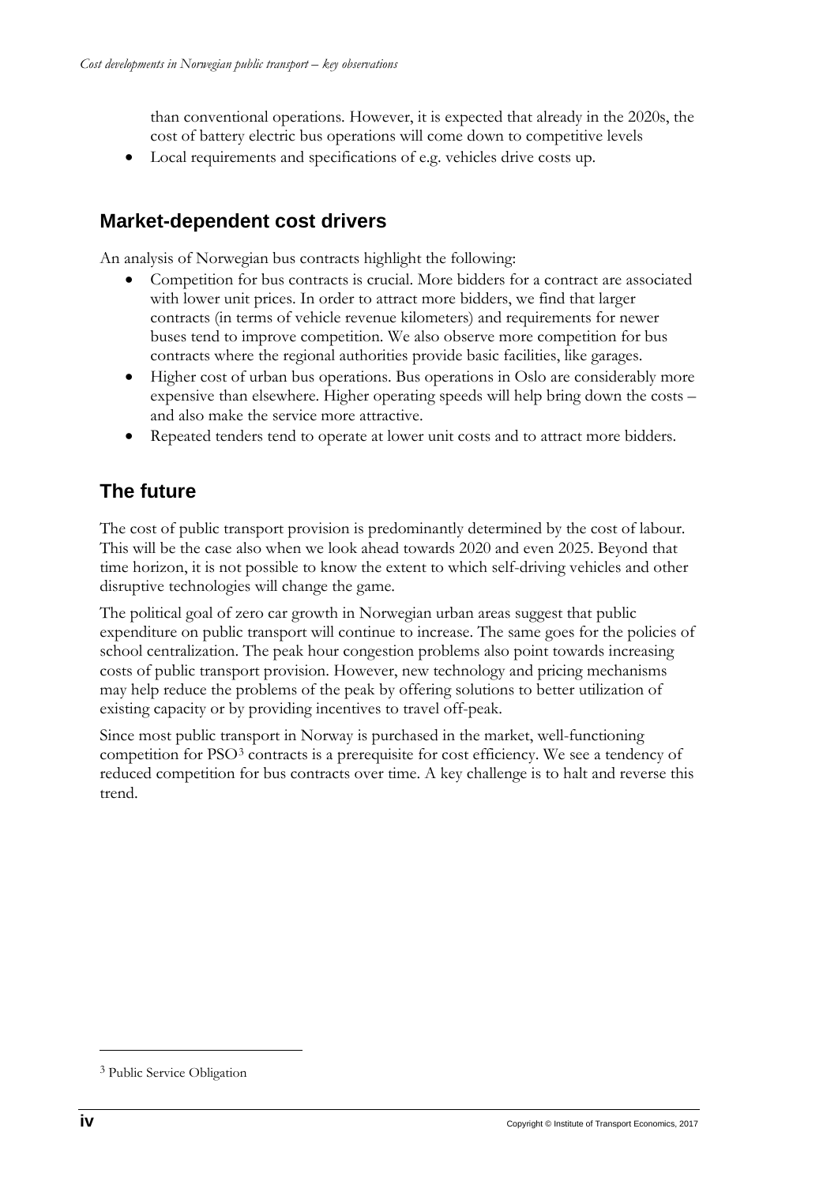than conventional operations. However, it is expected that already in the 2020s, the cost of battery electric bus operations will come down to competitive levels

- Local requirements and specifications of e.g. vehicles drive costs up.

## Market-dependent cost drivers

An analysis of Norwegian bus contracts highlight the following:

- Competition for bus contracts is crucial. More bidders for a contract are associated with lower unit prices. In order to attract more bidders, we find that larger contracts (in terms of vehicle revenue kilometers) and requirements for newer buses tend to improve competition. We also observe more competition for bus contracts where the regional authorities provide basic facilities, like garages.
- Higher cost of urban bus operations. Bus operations in Oslo are considerably more expensive than elsewhere. Higher operating speeds will help bring down the costs – and also make the service more attractive.
- Repeated tenders tend to operate at lower unit costs and to attract more bidders.

## The future

The cost of public transport provision is predominantly determined by the cost of labour. This will be the case also when we look ahead towards 2020 and even 2025. Beyond that time horizon, it is not possible to know the extent to which self-driving vehicles and other disruptive technologies will change the game.

The political goal of zero car growth in Norwegian urban areas suggest that public expenditure on public transport will continue to increase. The same goes for the policies of school centralization. The peak hour congestion problems also point towards increasing costs of public transport provision. However, new technology and pricing mechanisms may help reduce the problems of the peak by offering solutions to better utilization of existing capacity or by providing incentives to travel off-peak.

Since most public transport in Norway is purchased in the market, well-functioning competition for PSO[3] contracts is a prerequisite for cost efficiency. We see a tendency of reduced competition for bus contracts over time. A key challenge is to halt and reverse this trend.

[3] Public Service Obligation